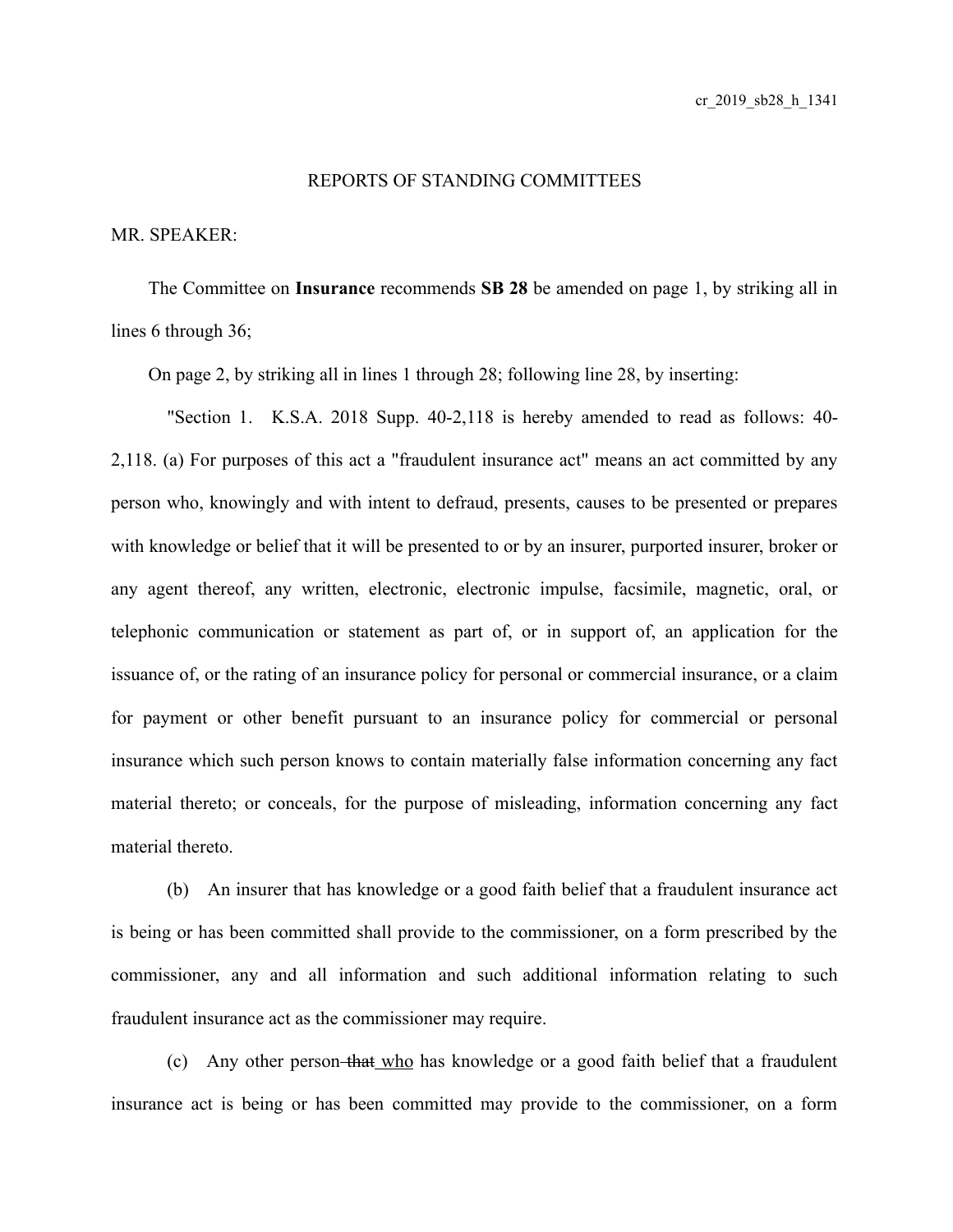REPORTS OF STANDING COMMITTEES

MR. SPEAKER:

The Committee on **Insurance** recommends **SB 28** be amended on page 1, by striking all in lines 6 through 36;

On page 2, by striking all in lines 1 through 28; following line 28, by inserting:

"Section 1. K.S.A. 2018 Supp. 40-2,118 is hereby amended to read as follows: 40-2,118. (a) For purposes of this act a "fraudulent insurance act" means an act committed by any person who, knowingly and with intent to defraud, presents, causes to be presented or prepares with knowledge or belief that it will be presented to or by an insurer, purported insurer, broker or any agent thereof, any written, electronic, electronic impulse, facsimile, magnetic, oral, or telephonic communication or statement as part of, or in support of, an application for the issuance of, or the rating of an insurance policy for personal or commercial insurance, or a claim for payment or other benefit pursuant to an insurance policy for commercial or personal insurance which such person knows to contain materially false information concerning any fact material thereto; or conceals, for the purpose of misleading, information concerning any fact material thereto.

(b) An insurer that has knowledge or a good faith belief that a fraudulent insurance act is being or has been committed shall provide to the commissioner, on a form prescribed by the commissioner, any and all information and such additional information relating to such fraudulent insurance act as the commissioner may require.

(c) Any other person ~~that~~ who has knowledge or a good faith belief that a fraudulent insurance act is being or has been committed may provide to the commissioner, on a form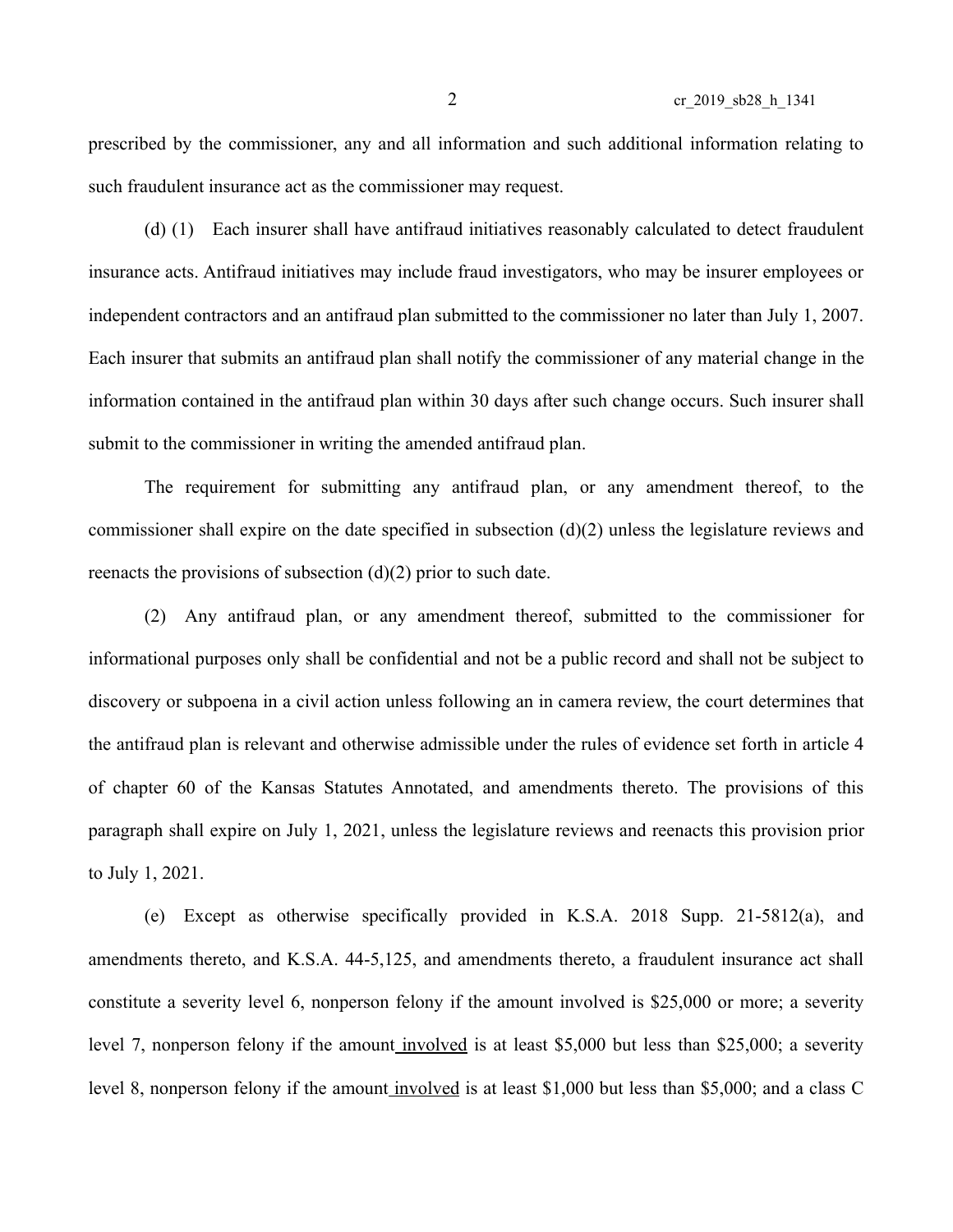prescribed by the commissioner, any and all information and such additional information relating to such fraudulent insurance act as the commissioner may request.

(d) (1) Each insurer shall have antifraud initiatives reasonably calculated to detect fraudulent insurance acts. Antifraud initiatives may include fraud investigators, who may be insurer employees or independent contractors and an antifraud plan submitted to the commissioner no later than July 1, 2007. Each insurer that submits an antifraud plan shall notify the commissioner of any material change in the information contained in the antifraud plan within 30 days after such change occurs. Such insurer shall submit to the commissioner in writing the amended antifraud plan.

The requirement for submitting any antifraud plan, or any amendment thereof, to the commissioner shall expire on the date specified in subsection (d)(2) unless the legislature reviews and reenacts the provisions of subsection (d)(2) prior to such date.

(2) Any antifraud plan, or any amendment thereof, submitted to the commissioner for informational purposes only shall be confidential and not be a public record and shall not be subject to discovery or subpoena in a civil action unless following an in camera review, the court determines that the antifraud plan is relevant and otherwise admissible under the rules of evidence set forth in article 4 of chapter 60 of the Kansas Statutes Annotated, and amendments thereto. The provisions of this paragraph shall expire on July 1, 2021, unless the legislature reviews and reenacts this provision prior to July 1, 2021.

(e) Except as otherwise specifically provided in K.S.A. 2018 Supp. 21-5812(a), and amendments thereto, and K.S.A. 44-5,125, and amendments thereto, a fraudulent insurance act shall constitute a severity level 6, nonperson felony if the amount involved is $25,000 or more; a severity level 7, nonperson felony if the amount involved is at least $5,000 but less than $25,000; a severity level 8, nonperson felony if the amount involved is at least $1,000 but less than $5,000; and a class C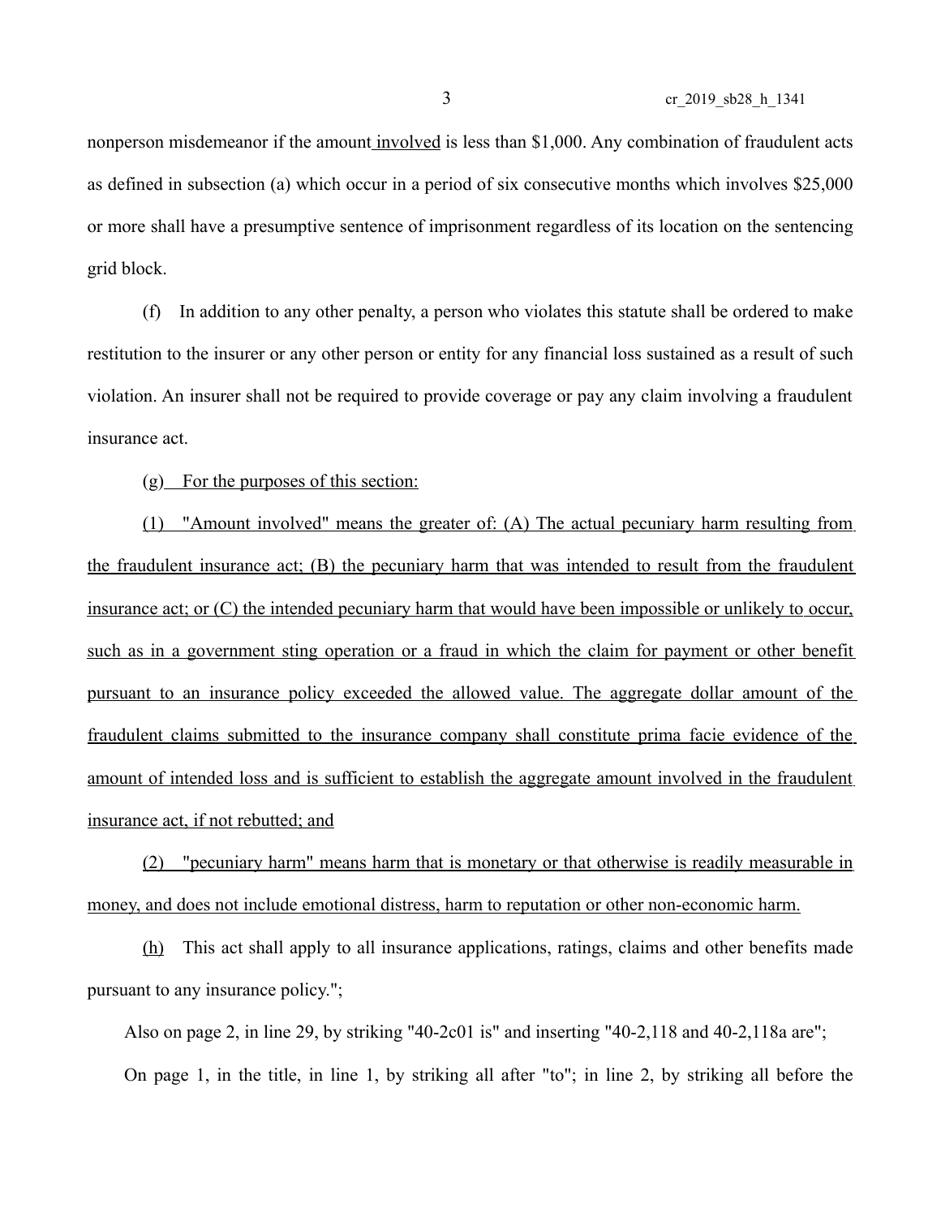nonperson misdemeanor if the amount involved is less than $1,000. Any combination of fraudulent acts as defined in subsection (a) which occur in a period of six consecutive months which involves $25,000 or more shall have a presumptive sentence of imprisonment regardless of its location on the sentencing grid block.

(f) In addition to any other penalty, a person who violates this statute shall be ordered to make restitution to the insurer or any other person or entity for any financial loss sustained as a result of such violation. An insurer shall not be required to provide coverage or pay any claim involving a fraudulent insurance act.

(g) For the purposes of this section:

(1) "Amount involved" means the greater of: (A) The actual pecuniary harm resulting from the fraudulent insurance act; (B) the pecuniary harm that was intended to result from the fraudulent insurance act; or (C) the intended pecuniary harm that would have been impossible or unlikely to occur, such as in a government sting operation or a fraud in which the claim for payment or other benefit pursuant to an insurance policy exceeded the allowed value. The aggregate dollar amount of the fraudulent claims submitted to the insurance company shall constitute prima facie evidence of the amount of intended loss and is sufficient to establish the aggregate amount involved in the fraudulent insurance act, if not rebutted; and

(2) "pecuniary harm" means harm that is monetary or that otherwise is readily measurable in money, and does not include emotional distress, harm to reputation or other non-economic harm.

(h) This act shall apply to all insurance applications, ratings, claims and other benefits made pursuant to any insurance policy.";

Also on page 2, in line 29, by striking "40-2c01 is" and inserting "40-2,118 and 40-2,118a are";

On page 1, in the title, in line 1, by striking all after "to"; in line 2, by striking all before the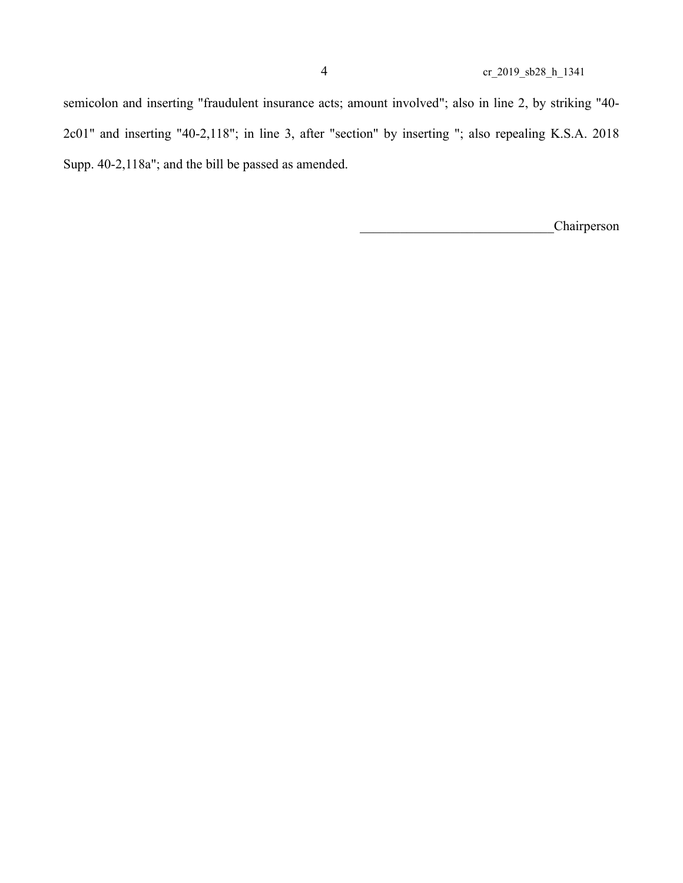semicolon and inserting "fraudulent insurance acts; amount involved"; also in line 2, by striking "40-2c01" and inserting "40-2,118"; in line 3, after "section" by inserting "; also repealing K.S.A. 2018 Supp. 40-2,118a"; and the bill be passed as amended.

_____________________________Chairperson